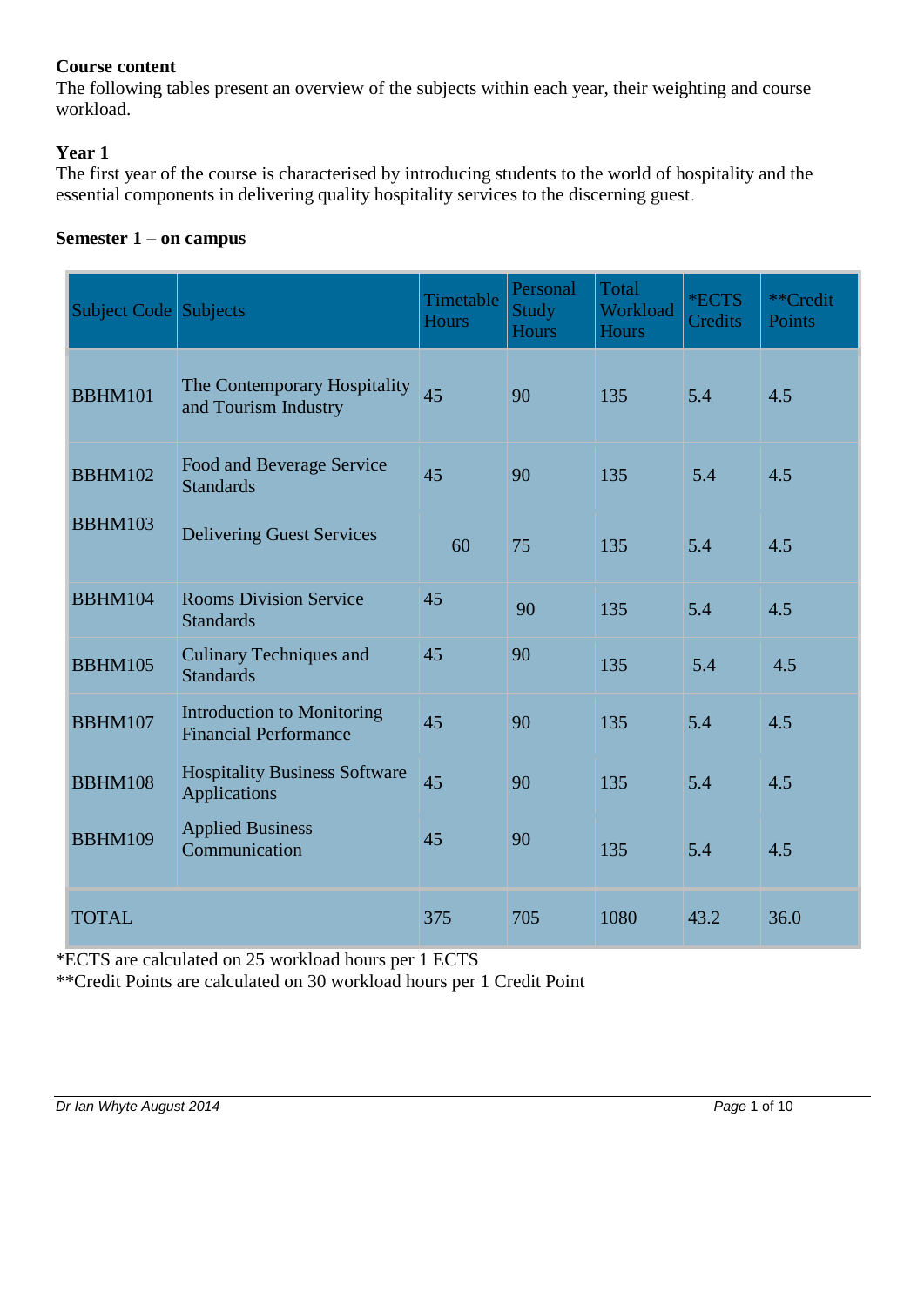**Course content**

The following tables present an overview of the subjects within each year, their weighting and course workload.

**Year 1**

The first year of the course is characterised by introducing students to the world of hospitality and the essential components in delivering quality hospitality services to the discerning guest.

**Semester 1 – on campus**

| Subject Code | Subjects | Timetable Hours | Personal Study Hours | Total Workload Hours | *ECTS Credits | **Credit Points |
|---|---|---|---|---|---|---|
| BBHM101 | The Contemporary Hospitality and Tourism Industry | 45 | 90 | 135 | 5.4 | 4.5 |
| BBHM102 | Food and Beverage Service Standards | 45 | 90 | 135 | 5.4 | 4.5 |
| BBHM103 | Delivering Guest Services | 60 | 75 | 135 | 5.4 | 4.5 |
| BBHM104 | Rooms Division Service Standards | 45 | 90 | 135 | 5.4 | 4.5 |
| BBHM105 | Culinary Techniques and Standards | 45 | 90 | 135 | 5.4 | 4.5 |
| BBHM107 | Introduction to Monitoring Financial Performance | 45 | 90 | 135 | 5.4 | 4.5 |
| BBHM108 | Hospitality Business Software Applications | 45 | 90 | 135 | 5.4 | 4.5 |
| BBHM109 | Applied Business Communication | 45 | 90 | 135 | 5.4 | 4.5 |
| TOTAL | | 375 | 705 | 1080 | 43.2 | 36.0 |

*ECTS are calculated on 25 workload hours per 1 ECTS

**Credit Points are calculated on 30 workload hours per 1 Credit Point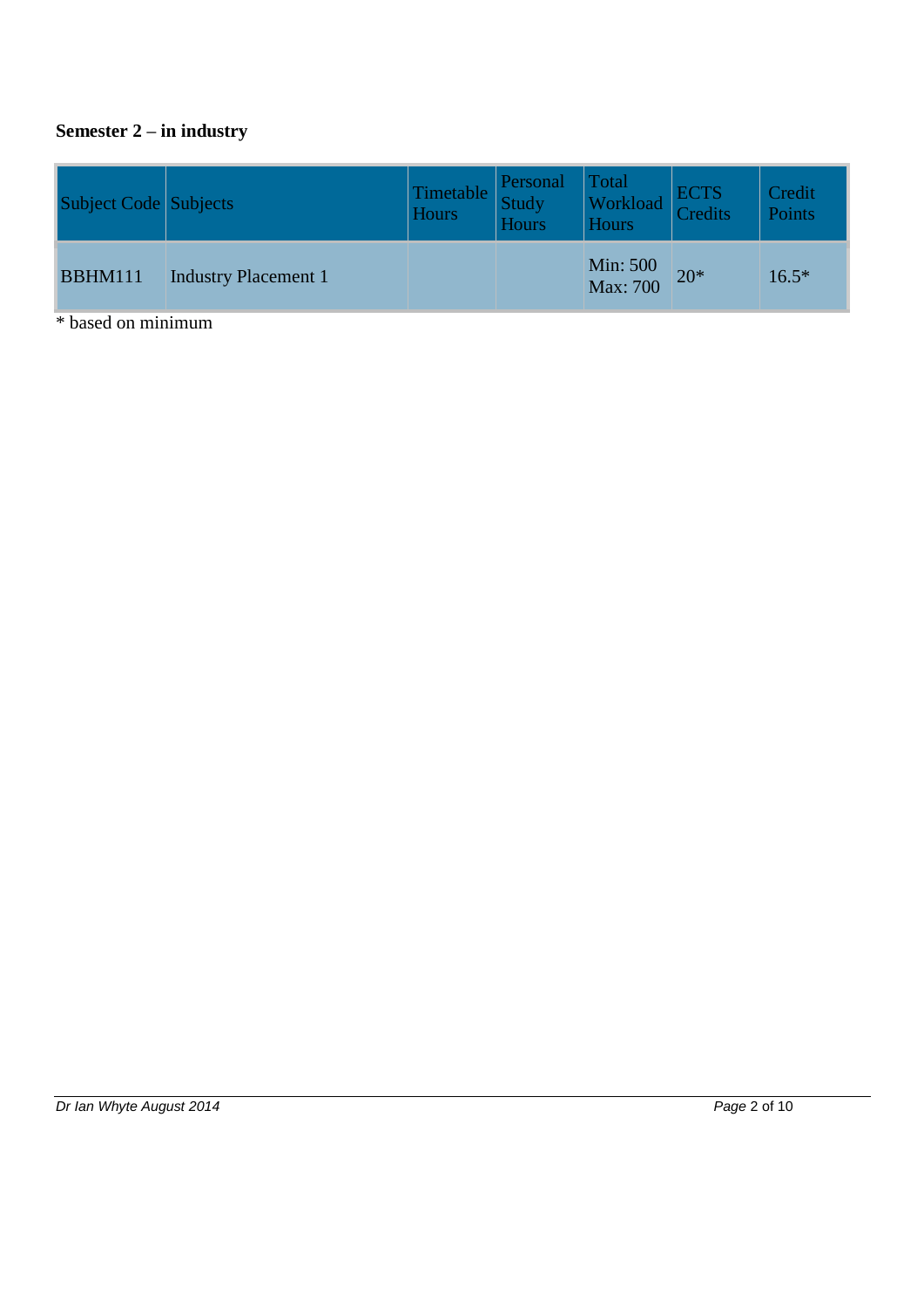**Semester 2 – in industry**

| Subject Code | Subjects | Timetable Hours | Personal Study Hours | Total Workload Hours | ECTS Credits | Credit Points |
|---|---|---|---|---|---|---|
| BBHM111 | Industry Placement 1 | | | Min: 500 Max: 700 | 20* | 16.5* |

* based on minimum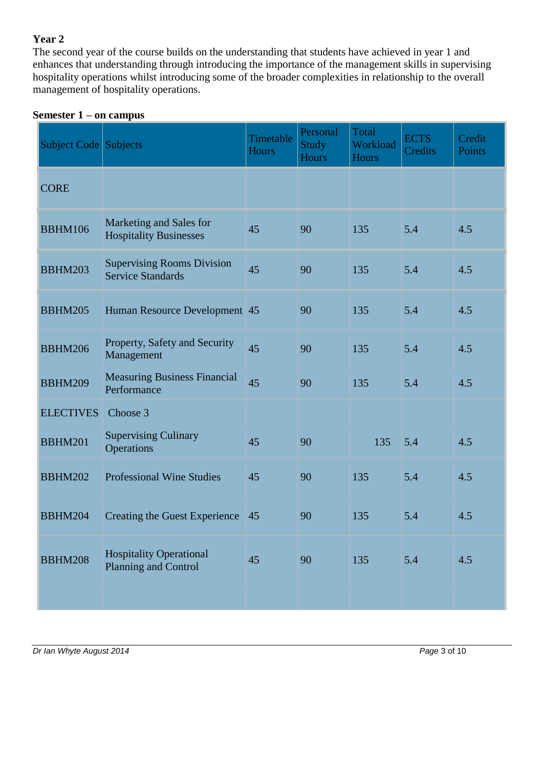**Year 2**

The second year of the course builds on the understanding that students have achieved in year 1 and enhances that understanding through introducing the importance of the management skills in supervising hospitality operations whilst introducing some of the broader complexities in relationship to the overall management of hospitality operations.

**Semester 1 – on campus**

| Subject Code | Subjects | Timetable Hours | Personal Study Hours | Total Workload Hours | ECTS Credits | Credit Points |
|---|---|---|---|---|---|---|
| CORE | | | | | | |
| BBHM106 | Marketing and Sales for Hospitality Businesses | 45 | 90 | 135 | 5.4 | 4.5 |
| BBHM203 | Supervising Rooms Division Service Standards | 45 | 90 | 135 | 5.4 | 4.5 |
| BBHM205 | Human Resource Development | 45 | 90 | 135 | 5.4 | 4.5 |
| BBHM206 | Property, Safety and Security Management | 45 | 90 | 135 | 5.4 | 4.5 |
| BBHM209 | Measuring Business Financial Performance | 45 | 90 | 135 | 5.4 | 4.5 |
| ELECTIVES | Choose 3 | | | | | |
| BBHM201 | Supervising Culinary Operations | 45 | 90 | 135 | 5.4 | 4.5 |
| BBHM202 | Professional Wine Studies | 45 | 90 | 135 | 5.4 | 4.5 |
| BBHM204 | Creating the Guest Experience | 45 | 90 | 135 | 5.4 | 4.5 |
| BBHM208 | Hospitality Operational Planning and Control | 45 | 90 | 135 | 5.4 | 4.5 |
| | | | | | | |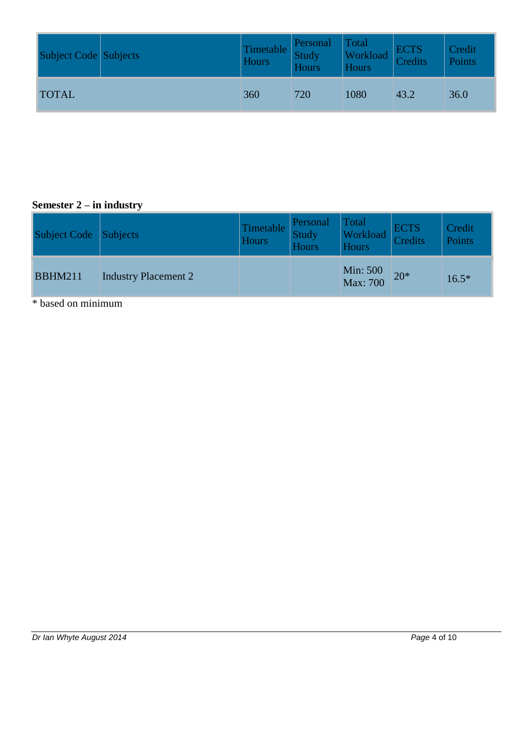| Subject Code | Subjects | Timetable Hours | Personal Study Hours | Total Workload Hours | ECTS Credits | Credit Points |
|---|---|---|---|---|---|---|
| TOTAL | | 360 | 720 | 1080 | 43.2 | 36.0 |

**Semester 2 – in industry**

| Subject Code | Subjects | Timetable Hours | Personal Study Hours | Total Workload Hours | ECTS Credits | Credit Points |
|---|---|---|---|---|---|---|
| BBHM211 | Industry Placement 2 | | | Min: 500 Max: 700 | 20* | 16.5* |

* based on minimum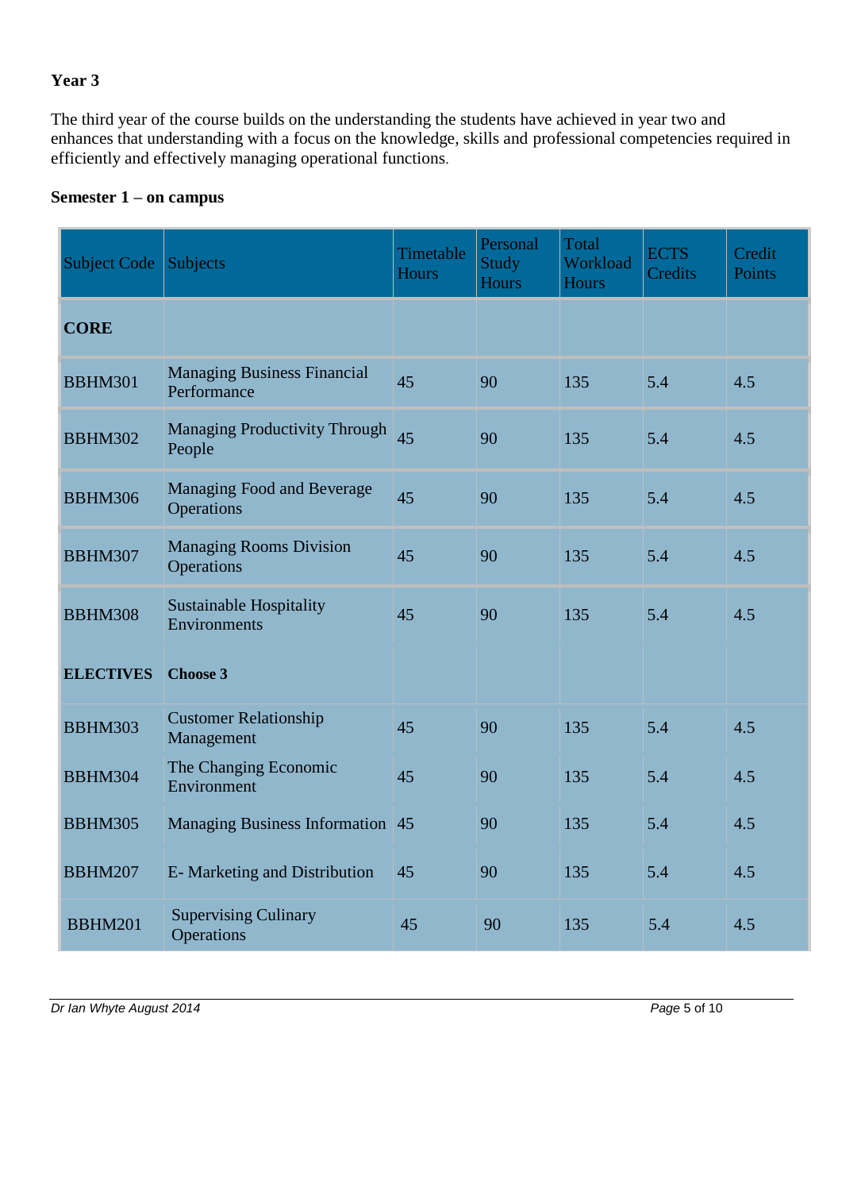## Year 3

The third year of the course builds on the understanding the students have achieved in year two and enhances that understanding with a focus on the knowledge, skills and professional competencies required in efficiently and effectively managing operational functions.

### Semester 1 – on campus

| Subject Code | Subjects | Timetable Hours | Personal Study Hours | Total Workload Hours | ECTS Credits | Credit Points |
|---|---|---|---|---|---|---|
| **CORE** | | | | | | |
| BBHM301 | Managing Business Financial Performance | 45 | 90 | 135 | 5.4 | 4.5 |
| BBHM302 | Managing Productivity Through People | 45 | 90 | 135 | 5.4 | 4.5 |
| BBHM306 | Managing Food and Beverage Operations | 45 | 90 | 135 | 5.4 | 4.5 |
| BBHM307 | Managing Rooms Division Operations | 45 | 90 | 135 | 5.4 | 4.5 |
| BBHM308 | Sustainable Hospitality Environments | 45 | 90 | 135 | 5.4 | 4.5 |
| **ELECTIVES** | **Choose 3** | | | | | |
| BBHM303 | Customer Relationship Management | 45 | 90 | 135 | 5.4 | 4.5 |
| BBHM304 | The Changing Economic Environment | 45 | 90 | 135 | 5.4 | 4.5 |
| BBHM305 | Managing Business Information | 45 | 90 | 135 | 5.4 | 4.5 |
| BBHM207 | E- Marketing and Distribution | 45 | 90 | 135 | 5.4 | 4.5 |
| BBHM201 | Supervising Culinary Operations | 45 | 90 | 135 | 5.4 | 4.5 |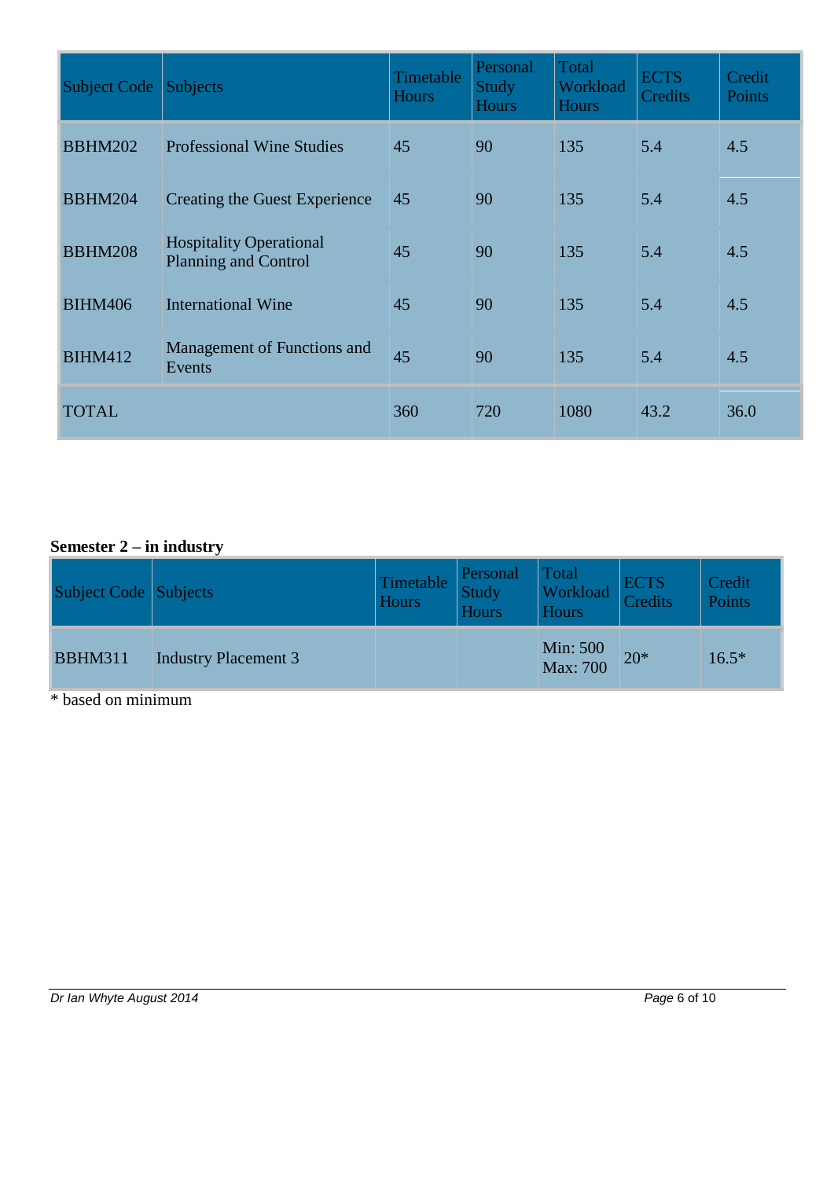| Subject Code | Subjects | Timetable Hours | Personal Study Hours | Total Workload Hours | ECTS Credits | Credit Points |
|---|---|---|---|---|---|---|
| BBHM202 | Professional Wine Studies | 45 | 90 | 135 | 5.4 | 4.5 |
| BBHM204 | Creating the Guest Experience | 45 | 90 | 135 | 5.4 | 4.5 |
| BBHM208 | Hospitality Operational Planning and Control | 45 | 90 | 135 | 5.4 | 4.5 |
| BIHM406 | International Wine | 45 | 90 | 135 | 5.4 | 4.5 |
| BIHM412 | Management of Functions and Events | 45 | 90 | 135 | 5.4 | 4.5 |
| TOTAL | | 360 | 720 | 1080 | 43.2 | 36.0 |

**Semester 2 – in industry**

| Subject Code | Subjects | Timetable Hours | Personal Study Hours | Total Workload Hours | ECTS Credits | Credit Points |
|---|---|---|---|---|---|---|
| BBHM311 | Industry Placement 3 | | | Min: 500 Max: 700 | 20* | 16.5* |

* based on minimum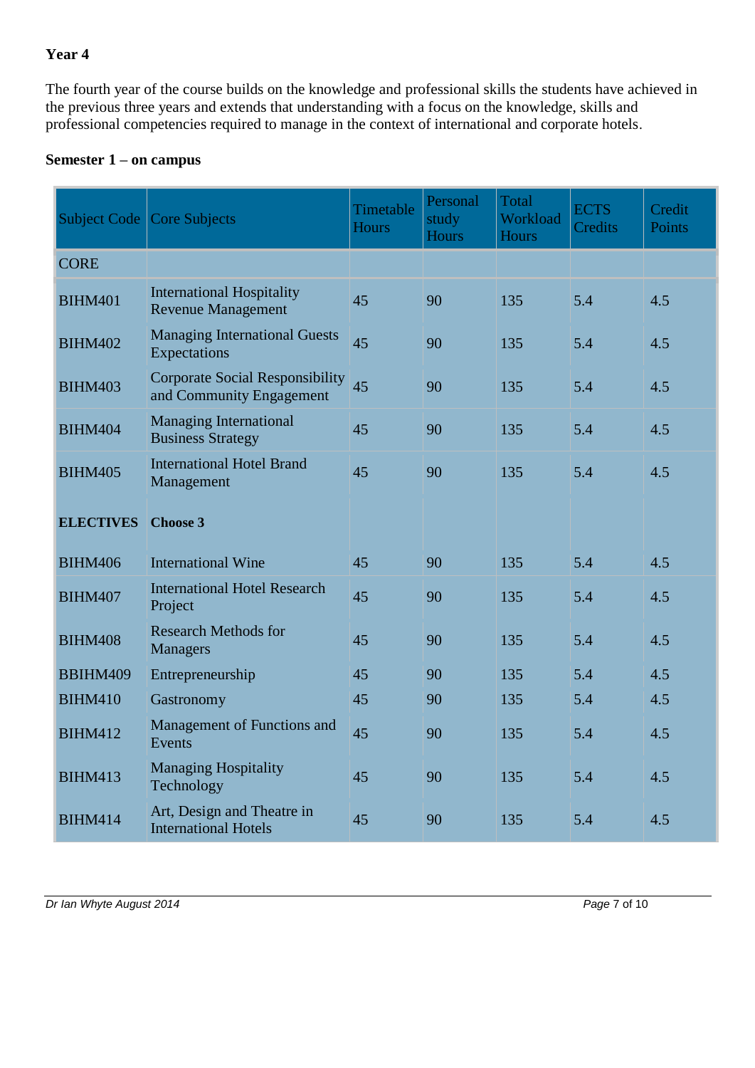### Year 4

The fourth year of the course builds on the knowledge and professional skills the students have achieved in the previous three years and extends that understanding with a focus on the knowledge, skills and professional competencies required to manage in the context of international and corporate hotels.

### Semester 1 – on campus

| Subject Code | Core Subjects | Timetable Hours | Personal study Hours | Total Workload Hours | ECTS Credits | Credit Points |
|---|---|---|---|---|---|---|
| CORE | | | | | | |
| BIHM401 | International Hospitality Revenue Management | 45 | 90 | 135 | 5.4 | 4.5 |
| BIHM402 | Managing International Guests Expectations | 45 | 90 | 135 | 5.4 | 4.5 |
| BIHM403 | Corporate Social Responsibility and Community Engagement | 45 | 90 | 135 | 5.4 | 4.5 |
| BIHM404 | Managing International Business Strategy | 45 | 90 | 135 | 5.4 | 4.5 |
| BIHM405 | International Hotel Brand Management | 45 | 90 | 135 | 5.4 | 4.5 |
| **ELECTIVES** | **Choose 3** | | | | | |
| BIHM406 | International Wine | 45 | 90 | 135 | 5.4 | 4.5 |
| BIHM407 | International Hotel Research Project | 45 | 90 | 135 | 5.4 | 4.5 |
| BIHM408 | Research Methods for Managers | 45 | 90 | 135 | 5.4 | 4.5 |
| BBIHM409 | Entrepreneurship | 45 | 90 | 135 | 5.4 | 4.5 |
| BIHM410 | Gastronomy | 45 | 90 | 135 | 5.4 | 4.5 |
| BIHM412 | Management of Functions and Events | 45 | 90 | 135 | 5.4 | 4.5 |
| BIHM413 | Managing Hospitality Technology | 45 | 90 | 135 | 5.4 | 4.5 |
| BIHM414 | Art, Design and Theatre in International Hotels | 45 | 90 | 135 | 5.4 | 4.5 |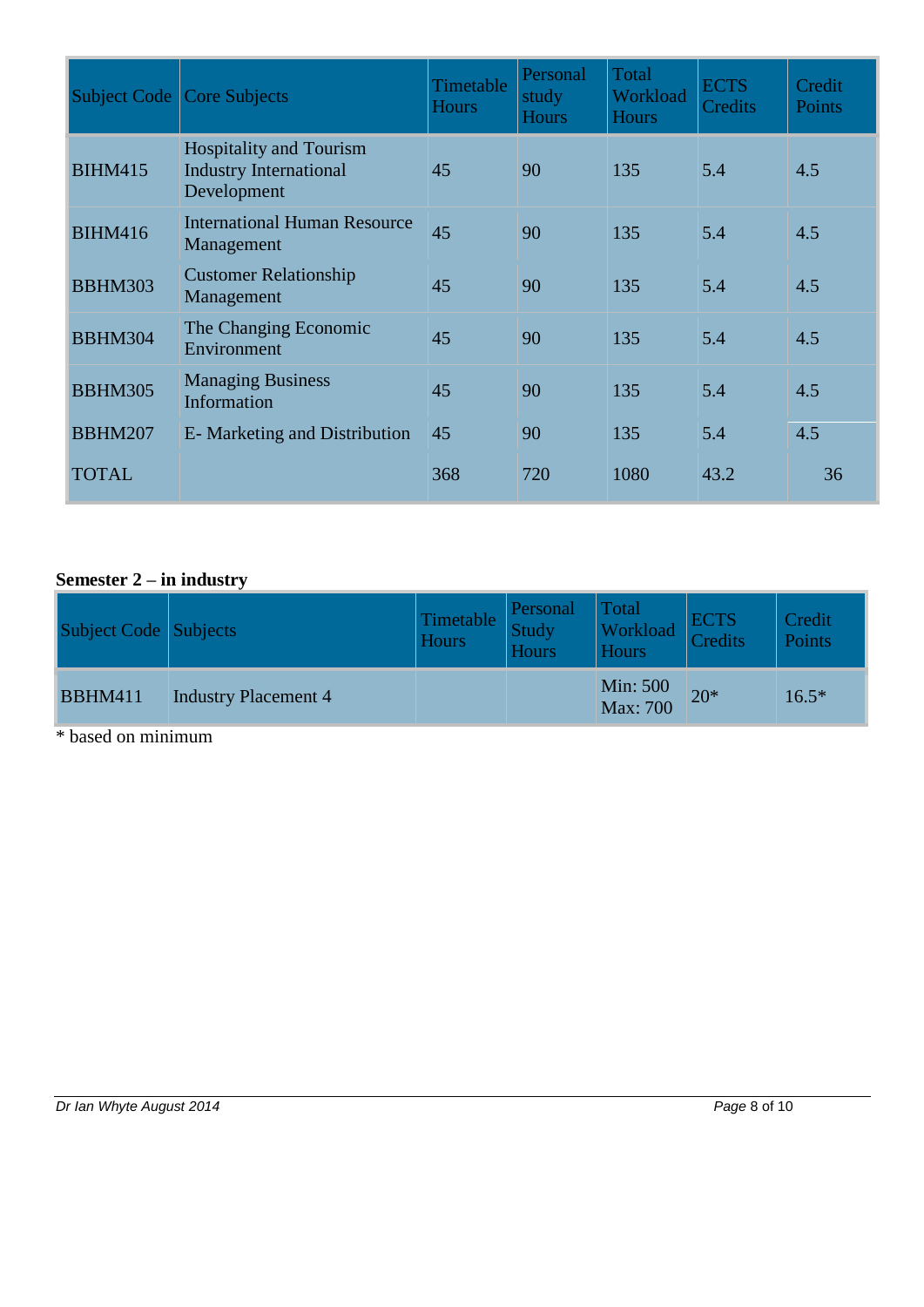| Subject Code | Core Subjects | Timetable Hours | Personal study Hours | Total Workload Hours | ECTS Credits | Credit Points |
|---|---|---|---|---|---|---|
| BIHM415 | Hospitality and Tourism Industry International Development | 45 | 90 | 135 | 5.4 | 4.5 |
| BIHM416 | International Human Resource Management | 45 | 90 | 135 | 5.4 | 4.5 |
| BBHM303 | Customer Relationship Management | 45 | 90 | 135 | 5.4 | 4.5 |
| BBHM304 | The Changing Economic Environment | 45 | 90 | 135 | 5.4 | 4.5 |
| BBHM305 | Managing Business Information | 45 | 90 | 135 | 5.4 | 4.5 |
| BBHM207 | E- Marketing and Distribution | 45 | 90 | 135 | 5.4 | 4.5 |
| TOTAL | | 368 | 720 | 1080 | 43.2 | 36 |

**Semester 2 – in industry**

| Subject Code | Subjects | Timetable Hours | Personal Study Hours | Total Workload Hours | ECTS Credits | Credit Points |
|---|---|---|---|---|---|---|
| BBHM411 | Industry Placement 4 | | | Min: 500 Max: 700 | 20* | 16.5* |

* based on minimum

*Dr Ian Whyte August 2014*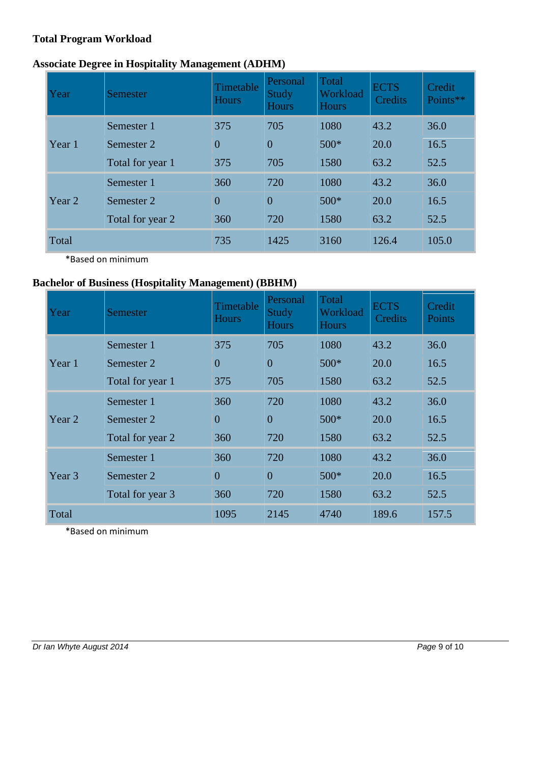### Total Program Workload

**Associate Degree in Hospitality Management (ADHM)**

| Year | Semester | Timetable Hours | Personal Study Hours | Total Workload Hours | ECTS Credits | Credit Points** |
|---|---|---|---|---|---|---|
| Year 1 | Semester 1 | 375 | 705 | 1080 | 43.2 | 36.0 |
| | Semester 2 | 0 | 0 | 500* | 20.0 | 16.5 |
| | Total for year 1 | 375 | 705 | 1580 | 63.2 | 52.5 |
| Year 2 | Semester 1 | 360 | 720 | 1080 | 43.2 | 36.0 |
| | Semester 2 | 0 | 0 | 500* | 20.0 | 16.5 |
| | Total for year 2 | 360 | 720 | 1580 | 63.2 | 52.5 |
| Total | | 735 | 1425 | 3160 | 126.4 | 105.0 |

*Based on minimum

**Bachelor of Business (Hospitality Management) (BBHM)**

| Year | Semester | Timetable Hours | Personal Study Hours | Total Workload Hours | ECTS Credits | Credit Points |
|---|---|---|---|---|---|---|
| Year 1 | Semester 1 | 375 | 705 | 1080 | 43.2 | 36.0 |
| | Semester 2 | 0 | 0 | 500* | 20.0 | 16.5 |
| | Total for year 1 | 375 | 705 | 1580 | 63.2 | 52.5 |
| Year 2 | Semester 1 | 360 | 720 | 1080 | 43.2 | 36.0 |
| | Semester 2 | 0 | 0 | 500* | 20.0 | 16.5 |
| | Total for year 2 | 360 | 720 | 1580 | 63.2 | 52.5 |
| Year 3 | Semester 1 | 360 | 720 | 1080 | 43.2 | 36.0 |
| | Semester 2 | 0 | 0 | 500* | 20.0 | 16.5 |
| | Total for year 3 | 360 | 720 | 1580 | 63.2 | 52.5 |
| Total | | 1095 | 2145 | 4740 | 189.6 | 157.5 |

*Based on minimum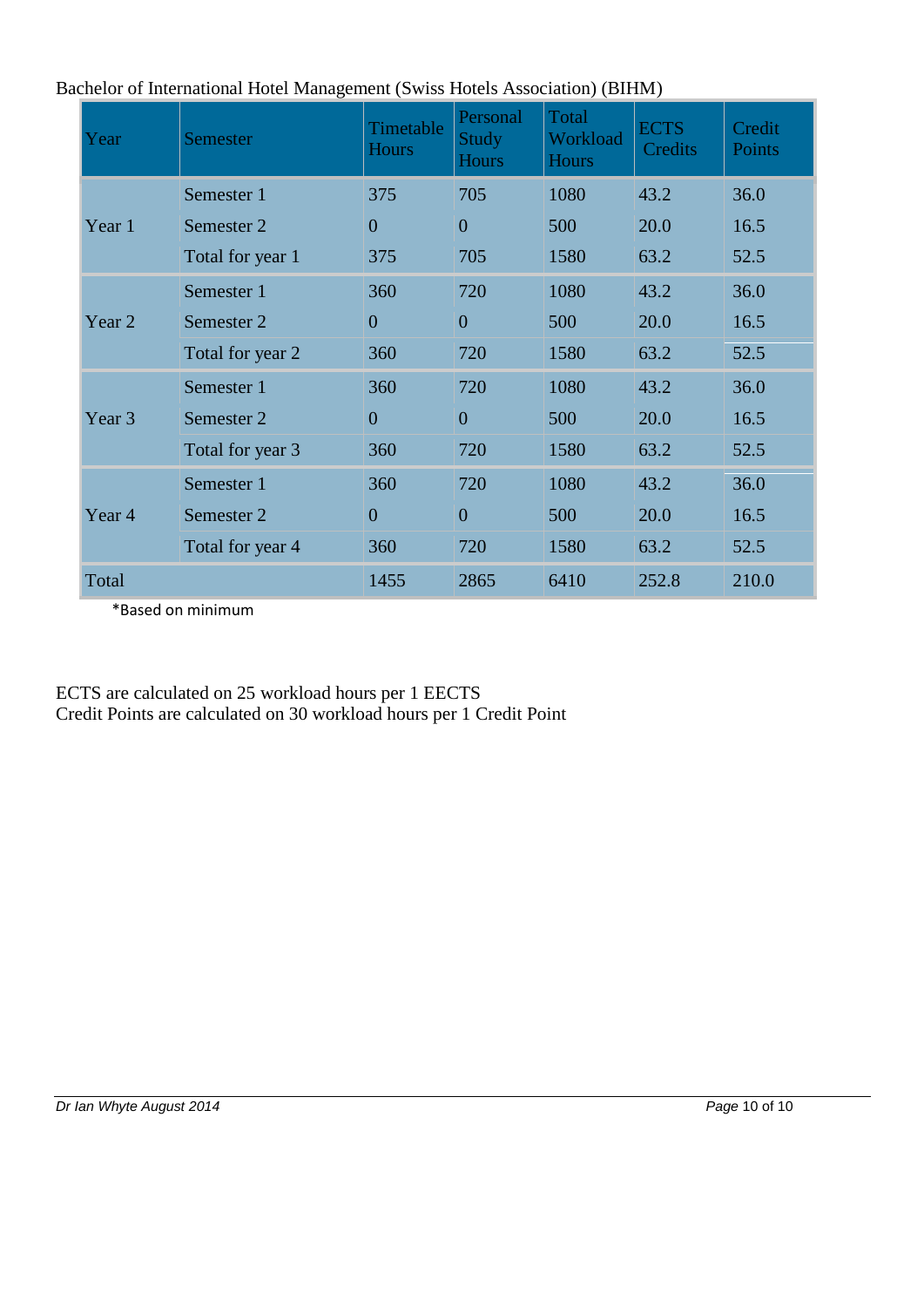Bachelor of International Hotel Management (Swiss Hotels Association) (BIHM)

| Year | Semester | Timetable Hours | Personal Study Hours | Total Workload Hours | ECTS Credits | Credit Points |
|---|---|---|---|---|---|---|
| Year 1 | Semester 1 | 375 | 705 | 1080 | 43.2 | 36.0 |
| | Semester 2 | 0 | 0 | 500 | 20.0 | 16.5 |
| | Total for year 1 | 375 | 705 | 1580 | 63.2 | 52.5 |
| Year 2 | Semester 1 | 360 | 720 | 1080 | 43.2 | 36.0 |
| | Semester 2 | 0 | 0 | 500 | 20.0 | 16.5 |
| | Total for year 2 | 360 | 720 | 1580 | 63.2 | 52.5 |
| Year 3 | Semester 1 | 360 | 720 | 1080 | 43.2 | 36.0 |
| | Semester 2 | 0 | 0 | 500 | 20.0 | 16.5 |
| | Total for year 3 | 360 | 720 | 1580 | 63.2 | 52.5 |
| Year 4 | Semester 1 | 360 | 720 | 1080 | 43.2 | 36.0 |
| | Semester 2 | 0 | 0 | 500 | 20.0 | 16.5 |
| | Total for year 4 | 360 | 720 | 1580 | 63.2 | 52.5 |
| Total | | 1455 | 2865 | 6410 | 252.8 | 210.0 |

*Based on minimum

ECTS are calculated on 25 workload hours per 1 EECTS
Credit Points are calculated on 30 workload hours per 1 Credit Point

*Dr Ian Whyte August 2014*